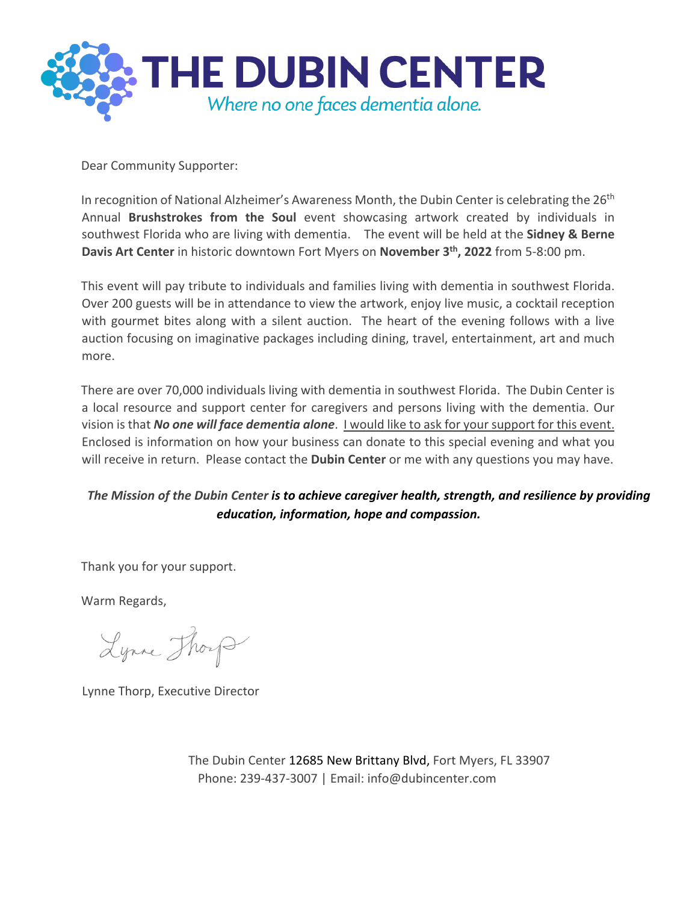# THE DUBIN CENTER

*Where no one faces dementia alone.*

Dear Community Supporter:

In recognition of National Alzheimer's Awareness Month, the Dubin Center is celebrating the 26th Annual **Brushstrokes from the Soul** event showcasing artwork created by individuals in southwest Florida who are living with dementia. The event will be held at the **Sidney & Berne Davis Art Center** in historic downtown Fort Myers on **November 3th, 2022** from 5-8:00 pm.

This event will pay tribute to individuals and families living with dementia in southwest Florida. Over 200 guests will be in attendance to view the artwork, enjoy live music, a cocktail reception with gourmet bites along with a silent auction. The heart of the evening follows with a live auction focusing on imaginative packages including dining, travel, entertainment, art and much more.

There are over 70,000 individuals living with dementia in southwest Florida. The Dubin Center is a local resource and support center for caregivers and persons living with the dementia. Our vision is that ***No one will face dementia alone***. <u>I would like to ask for your support for this event.</u> Enclosed is information on how your business can donate to this special evening and what you will receive in return. Please contact the **Dubin Center** or me with any questions you may have.

*The Mission of the Dubin Center* ***is to achieve caregiver health, strength, and resilience by providing education, information, hope and compassion.***

Thank you for your support.

Warm Regards,

Lynne Thorp

Lynne Thorp, Executive Director

The Dubin Center 12685 New Brittany Blvd, Fort Myers, FL 33907
Phone: 239-437-3007 | Email: info@dubincenter.com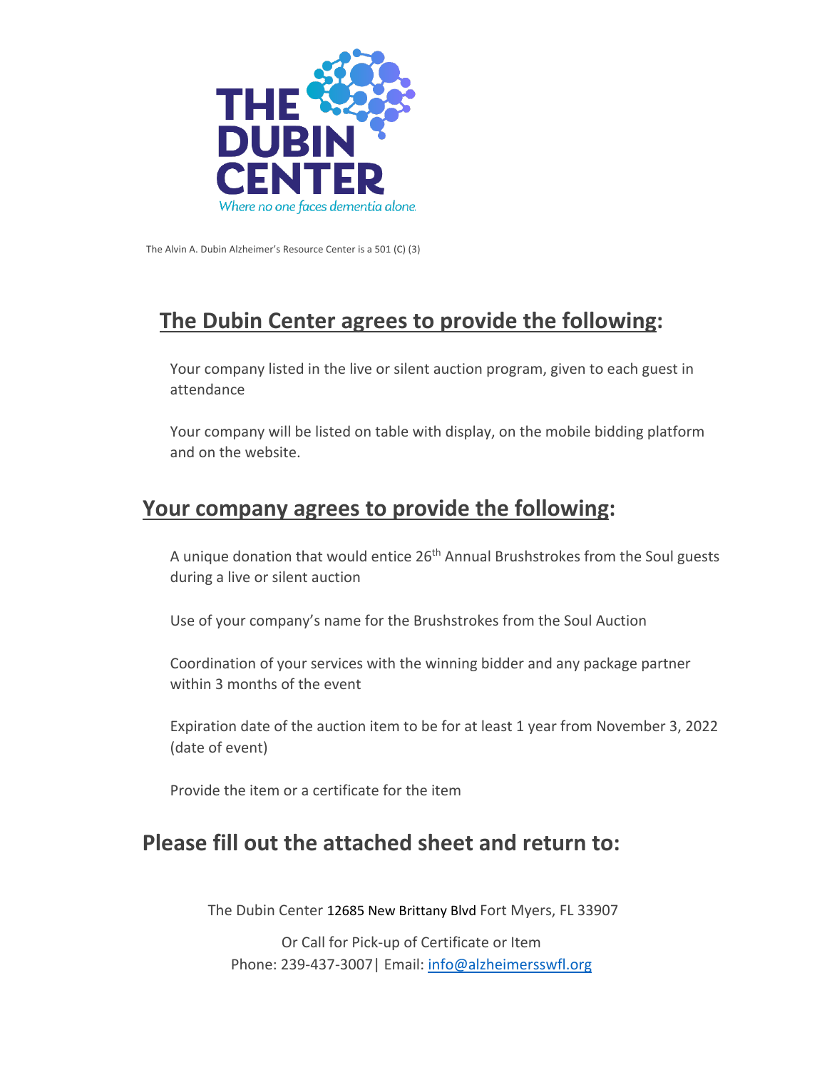THE DUBIN CENTER

*Where no one faces dementia alone.*

The Alvin A. Dubin Alzheimer's Resource Center is a 501 (C) (3)

## The Dubin Center agrees to provide the following:

Your company listed in the live or silent auction program, given to each guest in attendance

Your company will be listed on table with display, on the mobile bidding platform and on the website.

## Your company agrees to provide the following:

A unique donation that would entice 26th Annual Brushstrokes from the Soul guests during a live or silent auction

Use of your company's name for the Brushstrokes from the Soul Auction

Coordination of your services with the winning bidder and any package partner within 3 months of the event

Expiration date of the auction item to be for at least 1 year from November 3, 2022 (date of event)

Provide the item or a certificate for the item

## Please fill out the attached sheet and return to:

The Dubin Center 12685 New Brittany Blvd Fort Myers, FL 33907

Or Call for Pick-up of Certificate or Item
Phone: 239-437-3007| Email: info@alzheimersswfl.org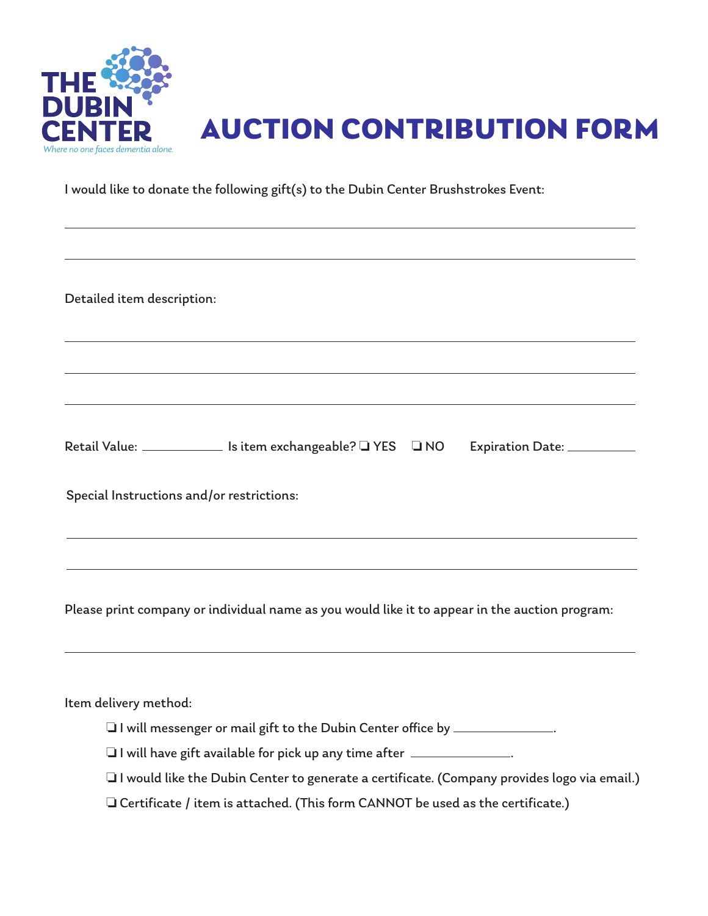**THE DUBIN CENTER**

*Where no one faces dementia alone.*

# AUCTION CONTRIBUTION FORM

I would like to donate the following gift(s) to the Dubin Center Brushstrokes Event:

\_\_\_\_\_\_\_\_\_\_\_\_\_\_\_\_\_\_\_\_\_\_\_\_\_\_\_\_\_\_\_\_\_\_\_\_\_\_\_\_\_\_\_\_\_\_\_\_\_\_\_\_\_\_\_\_\_\_\_\_\_\_\_\_\_\_\_\_\_\_\_\_

\_\_\_\_\_\_\_\_\_\_\_\_\_\_\_\_\_\_\_\_\_\_\_\_\_\_\_\_\_\_\_\_\_\_\_\_\_\_\_\_\_\_\_\_\_\_\_\_\_\_\_\_\_\_\_\_\_\_\_\_\_\_\_\_\_\_\_\_\_\_\_\_

Detailed item description:

\_\_\_\_\_\_\_\_\_\_\_\_\_\_\_\_\_\_\_\_\_\_\_\_\_\_\_\_\_\_\_\_\_\_\_\_\_\_\_\_\_\_\_\_\_\_\_\_\_\_\_\_\_\_\_\_\_\_\_\_\_\_\_\_\_\_\_\_\_\_\_\_

\_\_\_\_\_\_\_\_\_\_\_\_\_\_\_\_\_\_\_\_\_\_\_\_\_\_\_\_\_\_\_\_\_\_\_\_\_\_\_\_\_\_\_\_\_\_\_\_\_\_\_\_\_\_\_\_\_\_\_\_\_\_\_\_\_\_\_\_\_\_\_\_

\_\_\_\_\_\_\_\_\_\_\_\_\_\_\_\_\_\_\_\_\_\_\_\_\_\_\_\_\_\_\_\_\_\_\_\_\_\_\_\_\_\_\_\_\_\_\_\_\_\_\_\_\_\_\_\_\_\_\_\_\_\_\_\_\_\_\_\_\_\_\_\_

Retail Value: \_\_\_\_\_\_\_\_\_\_ Is item exchangeable? ❑ YES ❑ NO Expiration Date: \_\_\_\_\_\_\_\_\_

Special Instructions and/or restrictions:

\_\_\_\_\_\_\_\_\_\_\_\_\_\_\_\_\_\_\_\_\_\_\_\_\_\_\_\_\_\_\_\_\_\_\_\_\_\_\_\_\_\_\_\_\_\_\_\_\_\_\_\_\_\_\_\_\_\_\_\_\_\_\_\_\_\_\_\_\_\_\_\_

\_\_\_\_\_\_\_\_\_\_\_\_\_\_\_\_\_\_\_\_\_\_\_\_\_\_\_\_\_\_\_\_\_\_\_\_\_\_\_\_\_\_\_\_\_\_\_\_\_\_\_\_\_\_\_\_\_\_\_\_\_\_\_\_\_\_\_\_\_\_\_\_

Please print company or individual name as you would like it to appear in the auction program:

\_\_\_\_\_\_\_\_\_\_\_\_\_\_\_\_\_\_\_\_\_\_\_\_\_\_\_\_\_\_\_\_\_\_\_\_\_\_\_\_\_\_\_\_\_\_\_\_\_\_\_\_\_\_\_\_\_\_\_\_\_\_\_\_\_\_\_\_\_\_\_\_

Item delivery method:

- ❑ I will messenger or mail gift to the Dubin Center office by \_\_\_\_\_\_\_\_\_\_\_\_\_.
- ❑ I will have gift available for pick up any time after \_\_\_\_\_\_\_\_\_\_\_\_\_.
- ❑ I would like the Dubin Center to generate a certificate. (Company provides logo via email.)
- ❑ Certificate / item is attached. (This form CANNOT be used as the certificate.)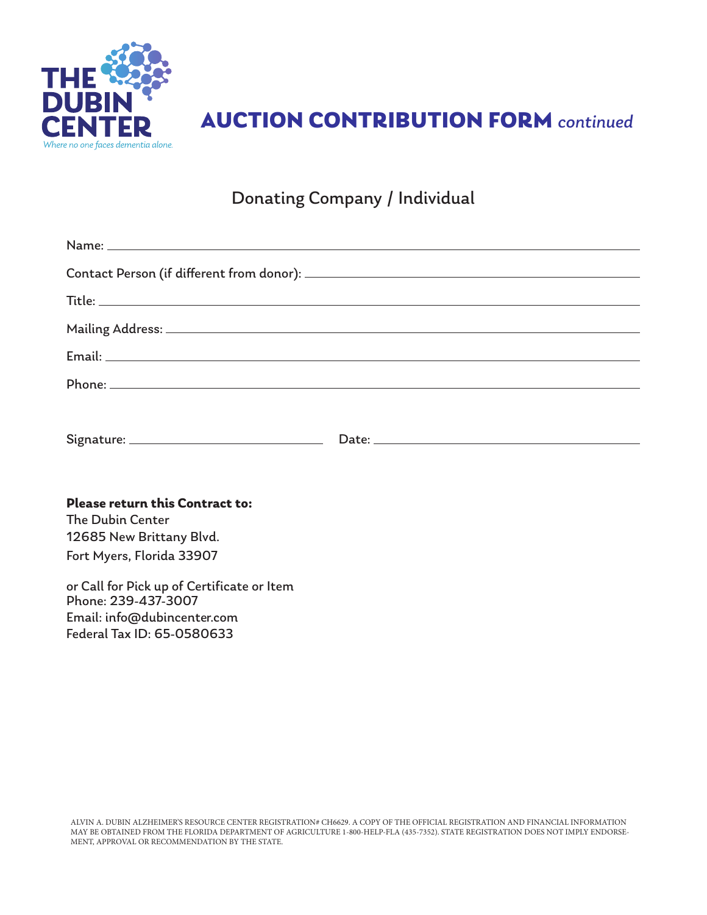THE DUBIN CENTER

*Where no one faces dementia alone.*

# AUCTION CONTRIBUTION FORM *continued*

## Donating Company / Individual

Name: ______________________________________________

Contact Person (if different from donor): ______________________________________________

Title: ______________________________________________

Mailing Address: ______________________________________________

Email: ______________________________________________

Phone: ______________________________________________

Signature: ____________________________ Date: ____________________________

**Please return this Contract to:**
The Dubin Center
12685 New Brittany Blvd.
Fort Myers, Florida 33907

or Call for Pick up of Certificate or Item
Phone: 239-437-3007
Email: info@dubincenter.com
Federal Tax ID: 65-0580633

ALVIN A. DUBIN ALZHEIMER'S RESOURCE CENTER REGISTRATION# CH6629. A COPY OF THE OFFICIAL REGISTRATION AND FINANCIAL INFORMATION MAY BE OBTAINED FROM THE FLORIDA DEPARTMENT OF AGRICULTURE 1-800-HELP-FLA (435-7352). STATE REGISTRATION DOES NOT IMPLY ENDORSEMENT, APPROVAL OR RECOMMENDATION BY THE STATE.